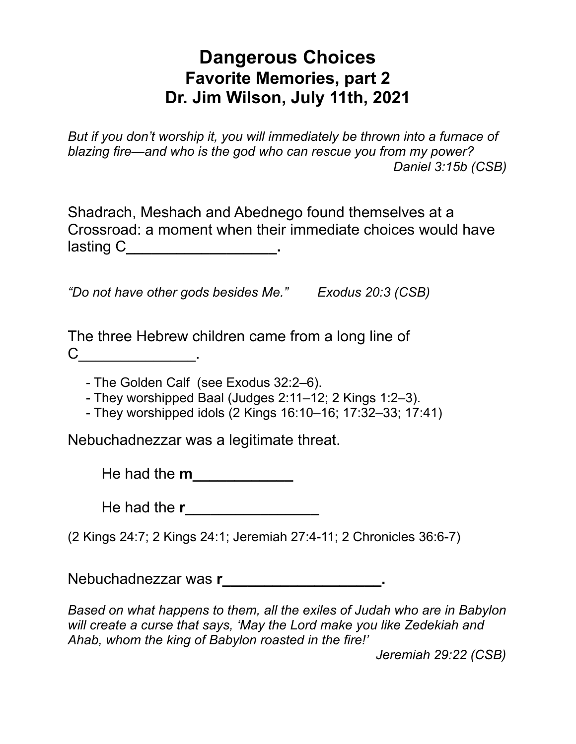# Dangerous Choices
## Favorite Memories, part 2
## Dr. Jim Wilson, July 11th, 2021

*But if you don't worship it, you will immediately be thrown into a furnace of blazing fire—and who is the god who can rescue you from my power?*
*Daniel 3:15b (CSB)*

Shadrach, Meshach and Abednego found themselves at a Crossroad: a moment when their immediate choices would have lasting C__________________.

*"Do not have other gods besides Me."        Exodus 20:3 (CSB)*

The three Hebrew children came from a long line of C______________.

- The Golden Calf (see Exodus 32:2–6).
- They worshipped Baal (Judges 2:11–12; 2 Kings 1:2–3).
- They worshipped idols (2 Kings 16:10–16; 17:32–33; 17:41)

Nebuchadnezzar was a legitimate threat.

He had the **m____________**

He had the **r________________**

(2 Kings 24:7; 2 Kings 24:1; Jeremiah 27:4-11; 2 Chronicles 36:6-7)

Nebuchadnezzar was **r___________________.**

*Based on what happens to them, all the exiles of Judah who are in Babylon will create a curse that says, 'May the Lord make you like Zedekiah and Ahab, whom the king of Babylon roasted in the fire!'*
*Jeremiah 29:22 (CSB)*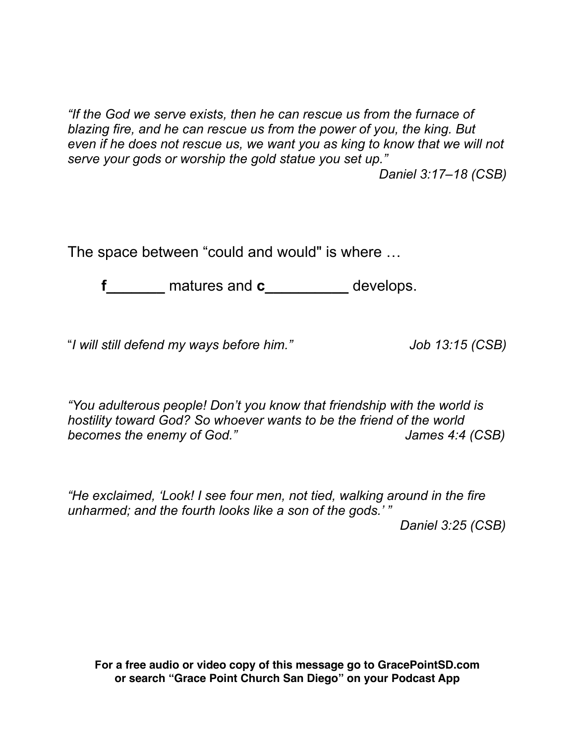*"If the God we serve exists, then he can rescue us from the furnace of blazing fire, and he can rescue us from the power of you, the king. But even if he does not rescue us, we want you as king to know that we will not serve your gods or worship the gold statue you set up."*

*Daniel 3:17–18 (CSB)*

The space between "could and would" is where …

**f_______** matures and **c__________** develops.

"*I will still defend my ways before him."* *Job 13:15 (CSB)*

*"You adulterous people! Don't you know that friendship with the world is hostility toward God? So whoever wants to be the friend of the world becomes the enemy of God."* *James 4:4 (CSB)*

*"He exclaimed, 'Look! I see four men, not tied, walking around in the fire unharmed; and the fourth looks like a son of the gods.' "*

*Daniel 3:25 (CSB)*

**For a free audio or video copy of this message go to GracePointSD.com or search "Grace Point Church San Diego" on your Podcast App**